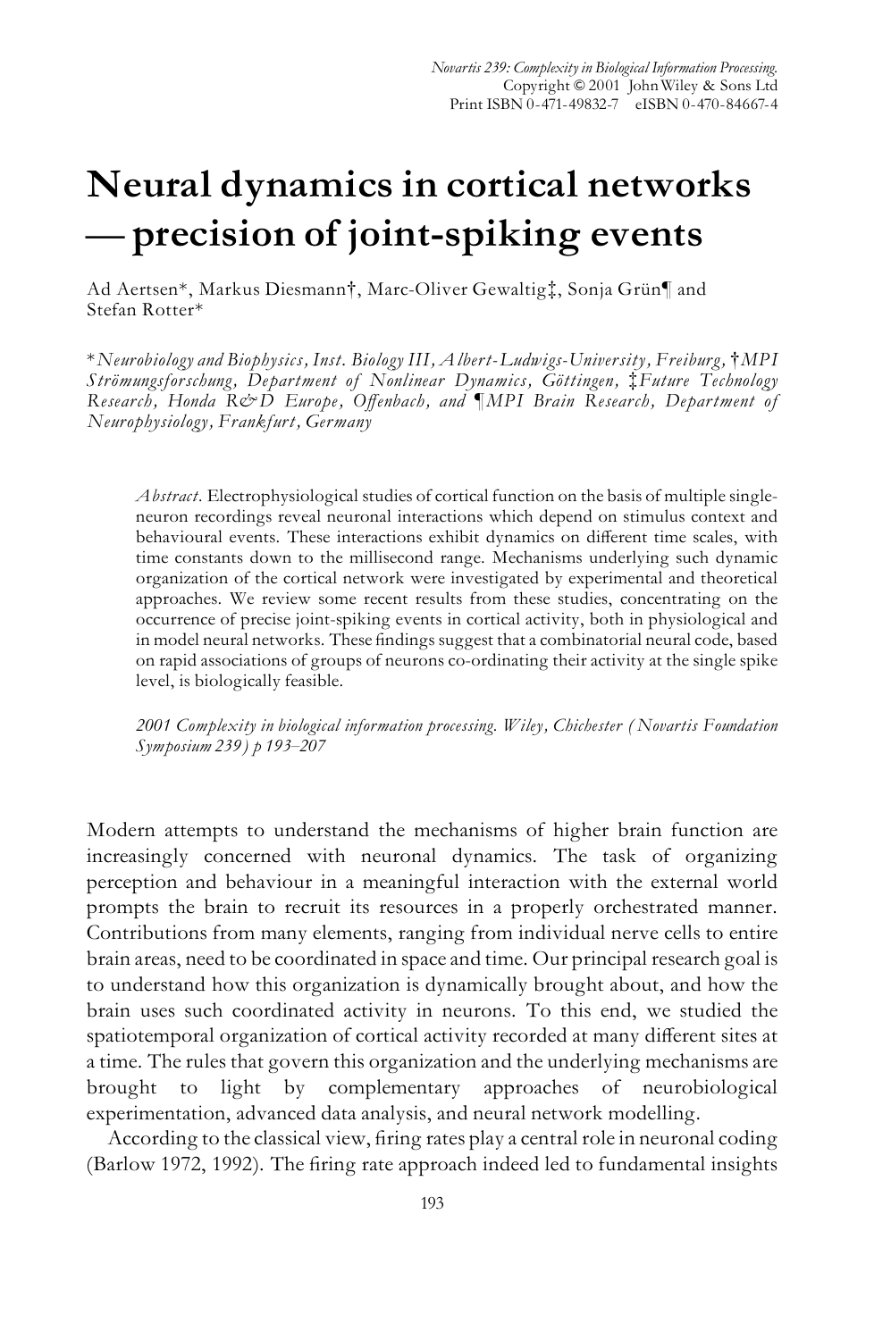Novartis 239: Complexity in Biological Information Processing.
Copyright © 2001 John Wiley & Sons Ltd
Print ISBN 0-471-49832-7 eISBN 0-470-84667-4

# Neural dynamics in cortical networks — precision of joint-spiking events

Ad Aertsen*, Markus Diesmann†, Marc-Oliver Gewaltig‡, Sonja Grün¶ and Stefan Rotter*

**Neurobiology and Biophysics, Inst. Biology III, Albert-Ludwigs-University, Freiburg, †MPI Strömungsforschung, Department of Nonlinear Dynamics, Göttingen, ‡Future Technology Research, Honda R&D Europe, Offenbach, and ¶MPI Brain Research, Department of Neurophysiology, Frankfurt, Germany*

*Abstract.* Electrophysiological studies of cortical function on the basis of multiple single-neuron recordings reveal neuronal interactions which depend on stimulus context and behavioural events. These interactions exhibit dynamics on different time scales, with time constants down to the millisecond range. Mechanisms underlying such dynamic organization of the cortical network were investigated by experimental and theoretical approaches. We review some recent results from these studies, concentrating on the occurrence of precise joint-spiking events in cortical activity, both in physiological and in model neural networks. These findings suggest that a combinatorial neural code, based on rapid associations of groups of neurons co-ordinating their activity at the single spike level, is biologically feasible.

*2001 Complexity in biological information processing. Wiley, Chichester (Novartis Foundation Symposium 239) p 193–207*

Modern attempts to understand the mechanisms of higher brain function are increasingly concerned with neuronal dynamics. The task of organizing perception and behaviour in a meaningful interaction with the external world prompts the brain to recruit its resources in a properly orchestrated manner. Contributions from many elements, ranging from individual nerve cells to entire brain areas, need to be coordinated in space and time. Our principal research goal is to understand how this organization is dynamically brought about, and how the brain uses such coordinated activity in neurons. To this end, we studied the spatiotemporal organization of cortical activity recorded at many different sites at a time. The rules that govern this organization and the underlying mechanisms are brought to light by complementary approaches of neurobiological experimentation, advanced data analysis, and neural network modelling.

According to the classical view, firing rates play a central role in neuronal coding (Barlow 1972, 1992). The firing rate approach indeed led to fundamental insights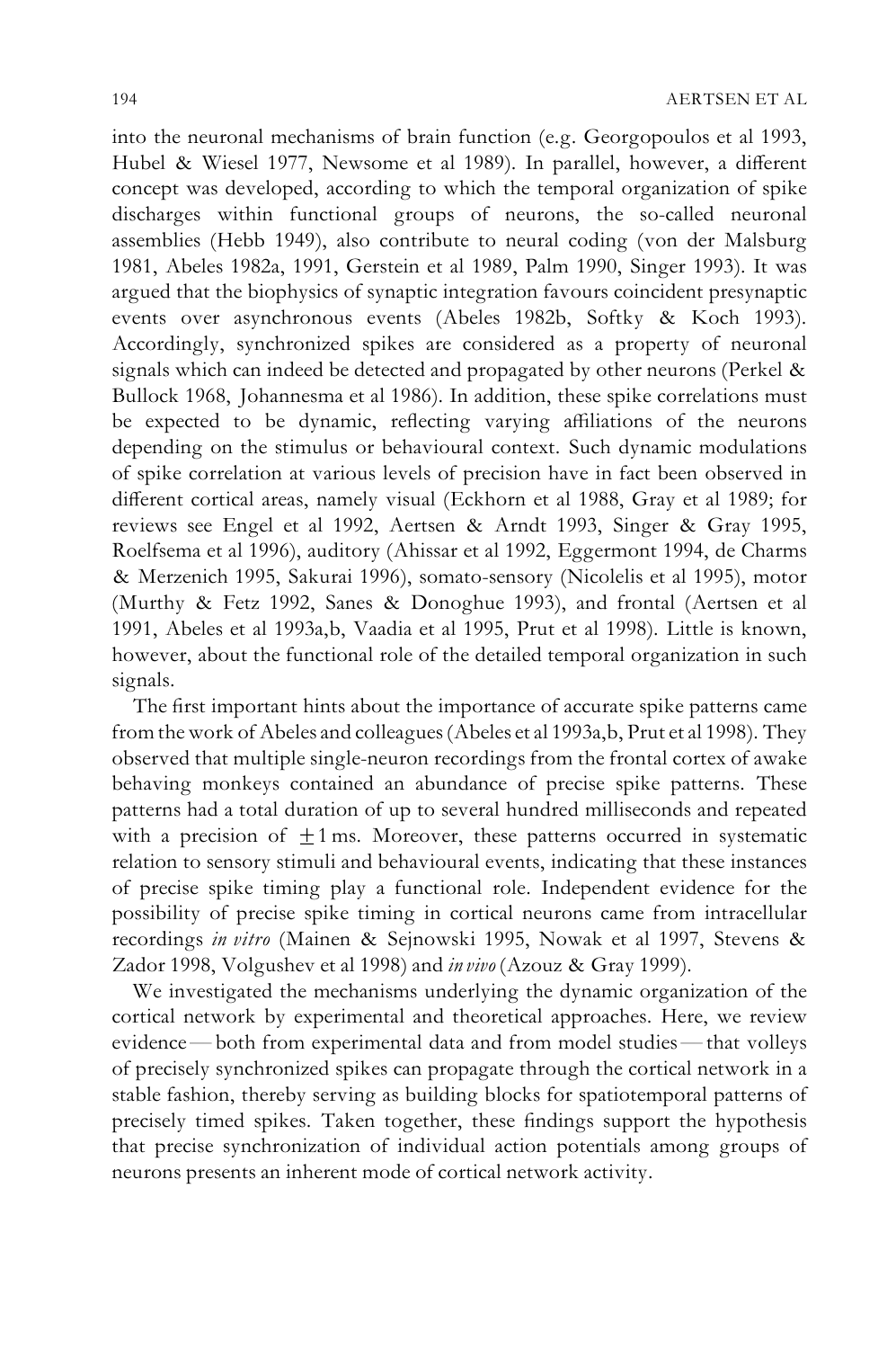into the neuronal mechanisms of brain function (e.g. Georgopoulos et al 1993, Hubel & Wiesel 1977, Newsome et al 1989). In parallel, however, a different concept was developed, according to which the temporal organization of spike discharges within functional groups of neurons, the so-called neuronal assemblies (Hebb 1949), also contribute to neural coding (von der Malsburg 1981, Abeles 1982a, 1991, Gerstein et al 1989, Palm 1990, Singer 1993). It was argued that the biophysics of synaptic integration favours coincident presynaptic events over asynchronous events (Abeles 1982b, Softky & Koch 1993). Accordingly, synchronized spikes are considered as a property of neuronal signals which can indeed be detected and propagated by other neurons (Perkel & Bullock 1968, Johannesma et al 1986). In addition, these spike correlations must be expected to be dynamic, reflecting varying affiliations of the neurons depending on the stimulus or behavioural context. Such dynamic modulations of spike correlation at various levels of precision have in fact been observed in different cortical areas, namely visual (Eckhorn et al 1988, Gray et al 1989; for reviews see Engel et al 1992, Aertsen & Arndt 1993, Singer & Gray 1995, Roelfsema et al 1996), auditory (Ahissar et al 1992, Eggermont 1994, de Charms & Merzenich 1995, Sakurai 1996), somato-sensory (Nicolelis et al 1995), motor (Murthy & Fetz 1992, Sanes & Donoghue 1993), and frontal (Aertsen et al 1991, Abeles et al 1993a,b, Vaadia et al 1995, Prut et al 1998). Little is known, however, about the functional role of the detailed temporal organization in such signals.

The first important hints about the importance of accurate spike patterns came from the work of Abeles and colleagues (Abeles et al 1993a,b, Prut et al 1998). They observed that multiple single-neuron recordings from the frontal cortex of awake behaving monkeys contained an abundance of precise spike patterns. These patterns had a total duration of up to several hundred milliseconds and repeated with a precision of $\pm 1$ ms. Moreover, these patterns occurred in systematic relation to sensory stimuli and behavioural events, indicating that these instances of precise spike timing play a functional role. Independent evidence for the possibility of precise spike timing in cortical neurons came from intracellular recordings *in vitro* (Mainen & Sejnowski 1995, Nowak et al 1997, Stevens & Zador 1998, Volgushev et al 1998) and *in vivo* (Azouz & Gray 1999).

We investigated the mechanisms underlying the dynamic organization of the cortical network by experimental and theoretical approaches. Here, we review evidence — both from experimental data and from model studies — that volleys of precisely synchronized spikes can propagate through the cortical network in a stable fashion, thereby serving as building blocks for spatiotemporal patterns of precisely timed spikes. Taken together, these findings support the hypothesis that precise synchronization of individual action potentials among groups of neurons presents an inherent mode of cortical network activity.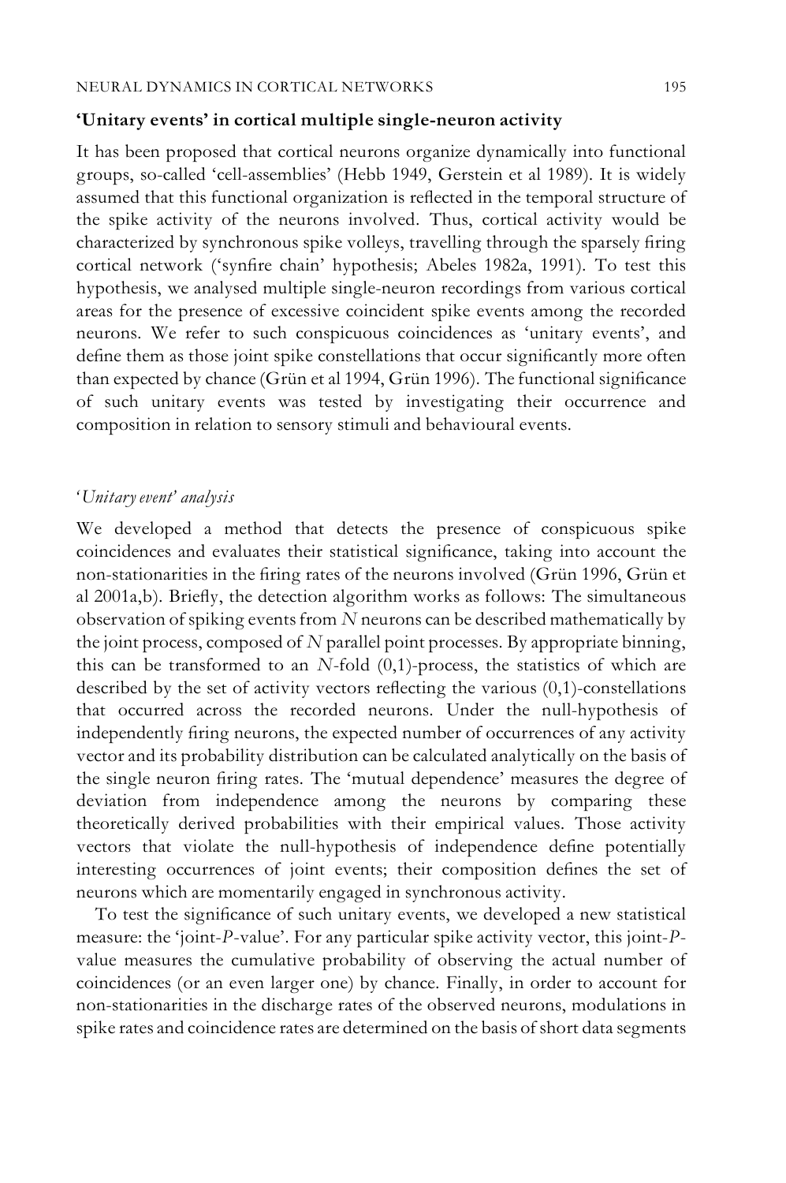## 'Unitary events' in cortical multiple single-neuron activity

It has been proposed that cortical neurons organize dynamically into functional groups, so-called 'cell-assemblies' (Hebb 1949, Gerstein et al 1989). It is widely assumed that this functional organization is reflected in the temporal structure of the spike activity of the neurons involved. Thus, cortical activity would be characterized by synchronous spike volleys, travelling through the sparsely firing cortical network ('synfire chain' hypothesis; Abeles 1982a, 1991). To test this hypothesis, we analysed multiple single-neuron recordings from various cortical areas for the presence of excessive coincident spike events among the recorded neurons. We refer to such conspicuous coincidences as 'unitary events', and define them as those joint spike constellations that occur significantly more often than expected by chance (Grün et al 1994, Grün 1996). The functional significance of such unitary events was tested by investigating their occurrence and composition in relation to sensory stimuli and behavioural events.

### *'Unitary event' analysis*

We developed a method that detects the presence of conspicuous spike coincidences and evaluates their statistical significance, taking into account the non-stationarities in the firing rates of the neurons involved (Grün 1996, Grün et al 2001a,b). Briefly, the detection algorithm works as follows: The simultaneous observation of spiking events from $N$ neurons can be described mathematically by the joint process, composed of $N$ parallel point processes. By appropriate binning, this can be transformed to an $N$-fold (0,1)-process, the statistics of which are described by the set of activity vectors reflecting the various (0,1)-constellations that occurred across the recorded neurons. Under the null-hypothesis of independently firing neurons, the expected number of occurrences of any activity vector and its probability distribution can be calculated analytically on the basis of the single neuron firing rates. The 'mutual dependence' measures the degree of deviation from independence among the neurons by comparing these theoretically derived probabilities with their empirical values. Those activity vectors that violate the null-hypothesis of independence define potentially interesting occurrences of joint events; their composition defines the set of neurons which are momentarily engaged in synchronous activity.

To test the significance of such unitary events, we developed a new statistical measure: the 'joint-$P$-value'. For any particular spike activity vector, this joint-$P$-value measures the cumulative probability of observing the actual number of coincidences (or an even larger one) by chance. Finally, in order to account for non-stationarities in the discharge rates of the observed neurons, modulations in spike rates and coincidence rates are determined on the basis of short data segments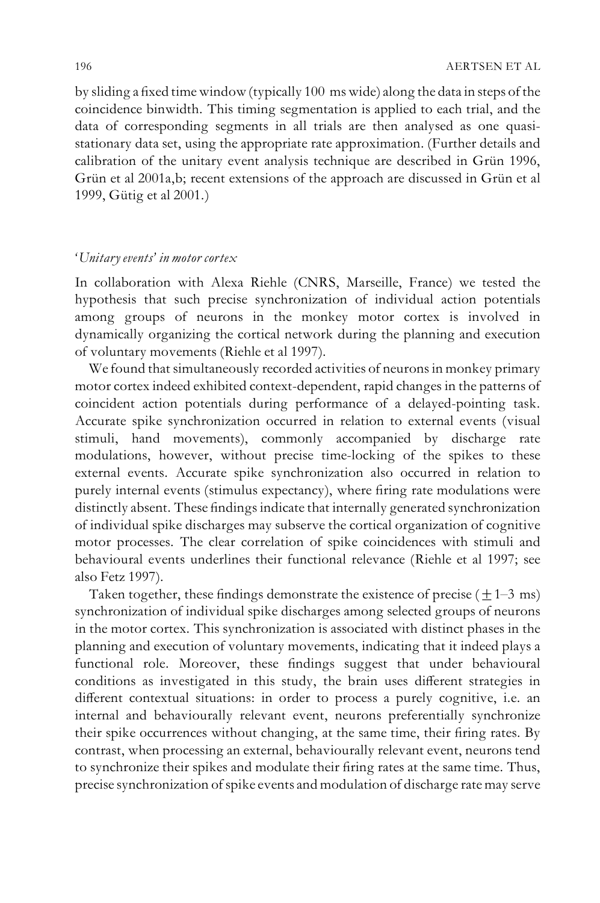by sliding a fixed time window (typically 100 ms wide) along the data in steps of the coincidence binwidth. This timing segmentation is applied to each trial, and the data of corresponding segments in all trials are then analysed as one quasi-stationary data set, using the appropriate rate approximation. (Further details and calibration of the unitary event analysis technique are described in Grün 1996, Grün et al 2001a,b; recent extensions of the approach are discussed in Grün et al 1999, Gütig et al 2001.)

### *'Unitary events' in motor cortex*

In collaboration with Alexa Riehle (CNRS, Marseille, France) we tested the hypothesis that such precise synchronization of individual action potentials among groups of neurons in the monkey motor cortex is involved in dynamically organizing the cortical network during the planning and execution of voluntary movements (Riehle et al 1997).

We found that simultaneously recorded activities of neurons in monkey primary motor cortex indeed exhibited context-dependent, rapid changes in the patterns of coincident action potentials during performance of a delayed-pointing task. Accurate spike synchronization occurred in relation to external events (visual stimuli, hand movements), commonly accompanied by discharge rate modulations, however, without precise time-locking of the spikes to these external events. Accurate spike synchronization also occurred in relation to purely internal events (stimulus expectancy), where firing rate modulations were distinctly absent. These findings indicate that internally generated synchronization of individual spike discharges may subserve the cortical organization of cognitive motor processes. The clear correlation of spike coincidences with stimuli and behavioural events underlines their functional relevance (Riehle et al 1997; see also Fetz 1997).

Taken together, these findings demonstrate the existence of precise ($\pm$1–3 ms) synchronization of individual spike discharges among selected groups of neurons in the motor cortex. This synchronization is associated with distinct phases in the planning and execution of voluntary movements, indicating that it indeed plays a functional role. Moreover, these findings suggest that under behavioural conditions as investigated in this study, the brain uses different strategies in different contextual situations: in order to process a purely cognitive, i.e. an internal and behaviourally relevant event, neurons preferentially synchronize their spike occurrences without changing, at the same time, their firing rates. By contrast, when processing an external, behaviourally relevant event, neurons tend to synchronize their spikes and modulate their firing rates at the same time. Thus, precise synchronization of spike events and modulation of discharge rate may serve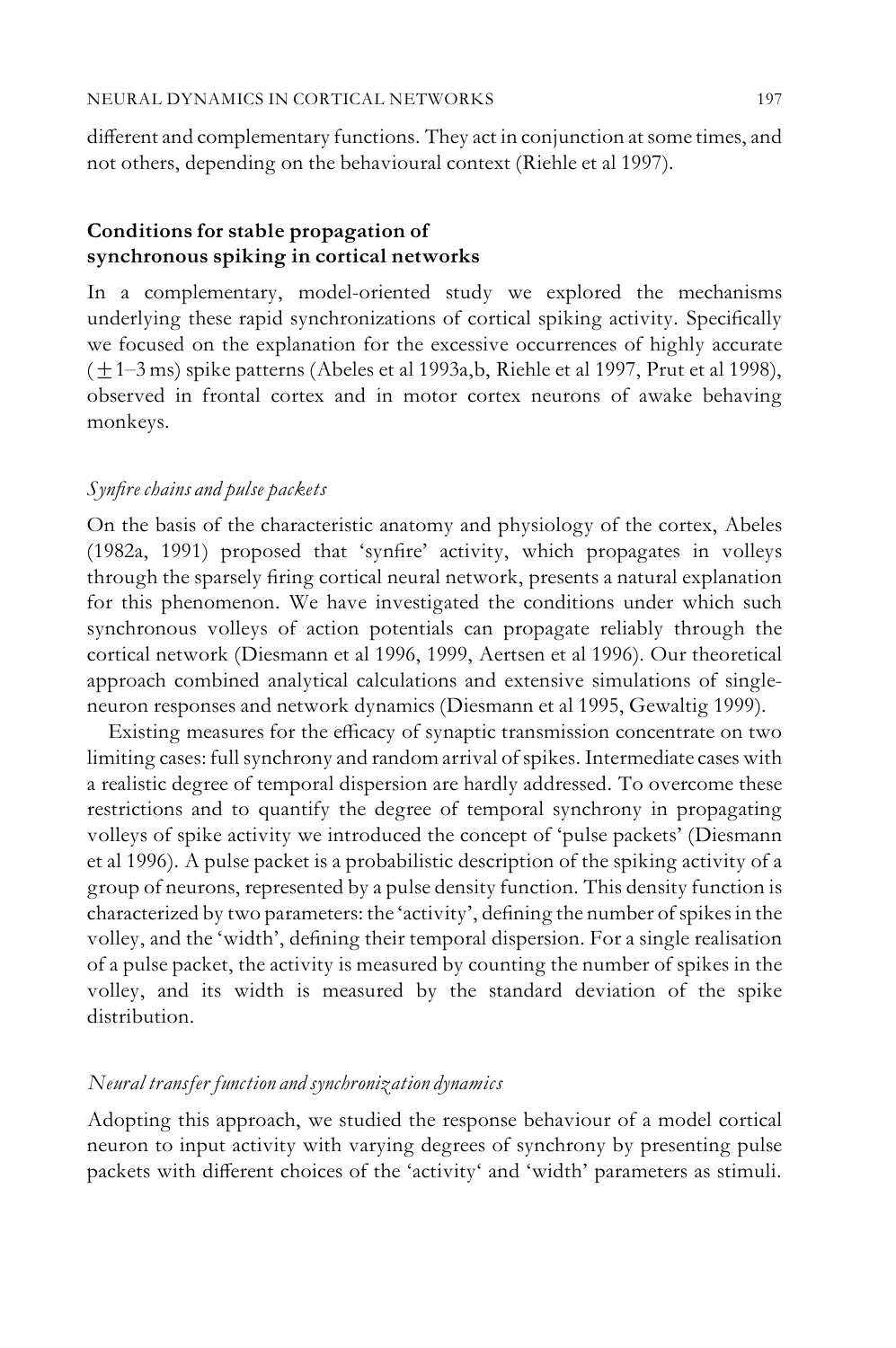different and complementary functions. They act in conjunction at some times, and not others, depending on the behavioural context (Riehle et al 1997).

## Conditions for stable propagation of synchronous spiking in cortical networks

In a complementary, model-oriented study we explored the mechanisms underlying these rapid synchronizations of cortical spiking activity. Specifically we focused on the explanation for the excessive occurrences of highly accurate ($\pm$1–3 ms) spike patterns (Abeles et al 1993a,b, Riehle et al 1997, Prut et al 1998), observed in frontal cortex and in motor cortex neurons of awake behaving monkeys.

### *Synfire chains and pulse packets*

On the basis of the characteristic anatomy and physiology of the cortex, Abeles (1982a, 1991) proposed that 'synfire' activity, which propagates in volleys through the sparsely firing cortical neural network, presents a natural explanation for this phenomenon. We have investigated the conditions under which such synchronous volleys of action potentials can propagate reliably through the cortical network (Diesmann et al 1996, 1999, Aertsen et al 1996). Our theoretical approach combined analytical calculations and extensive simulations of single-neuron responses and network dynamics (Diesmann et al 1995, Gewaltig 1999).

Existing measures for the efficacy of synaptic transmission concentrate on two limiting cases: full synchrony and random arrival of spikes. Intermediate cases with a realistic degree of temporal dispersion are hardly addressed. To overcome these restrictions and to quantify the degree of temporal synchrony in propagating volleys of spike activity we introduced the concept of 'pulse packets' (Diesmann et al 1996). A pulse packet is a probabilistic description of the spiking activity of a group of neurons, represented by a pulse density function. This density function is characterized by two parameters: the 'activity', defining the number of spikes in the volley, and the 'width', defining their temporal dispersion. For a single realisation of a pulse packet, the activity is measured by counting the number of spikes in the volley, and its width is measured by the standard deviation of the spike distribution.

### *Neural transfer function and synchronization dynamics*

Adopting this approach, we studied the response behaviour of a model cortical neuron to input activity with varying degrees of synchrony by presenting pulse packets with different choices of the 'activity' and 'width' parameters as stimuli.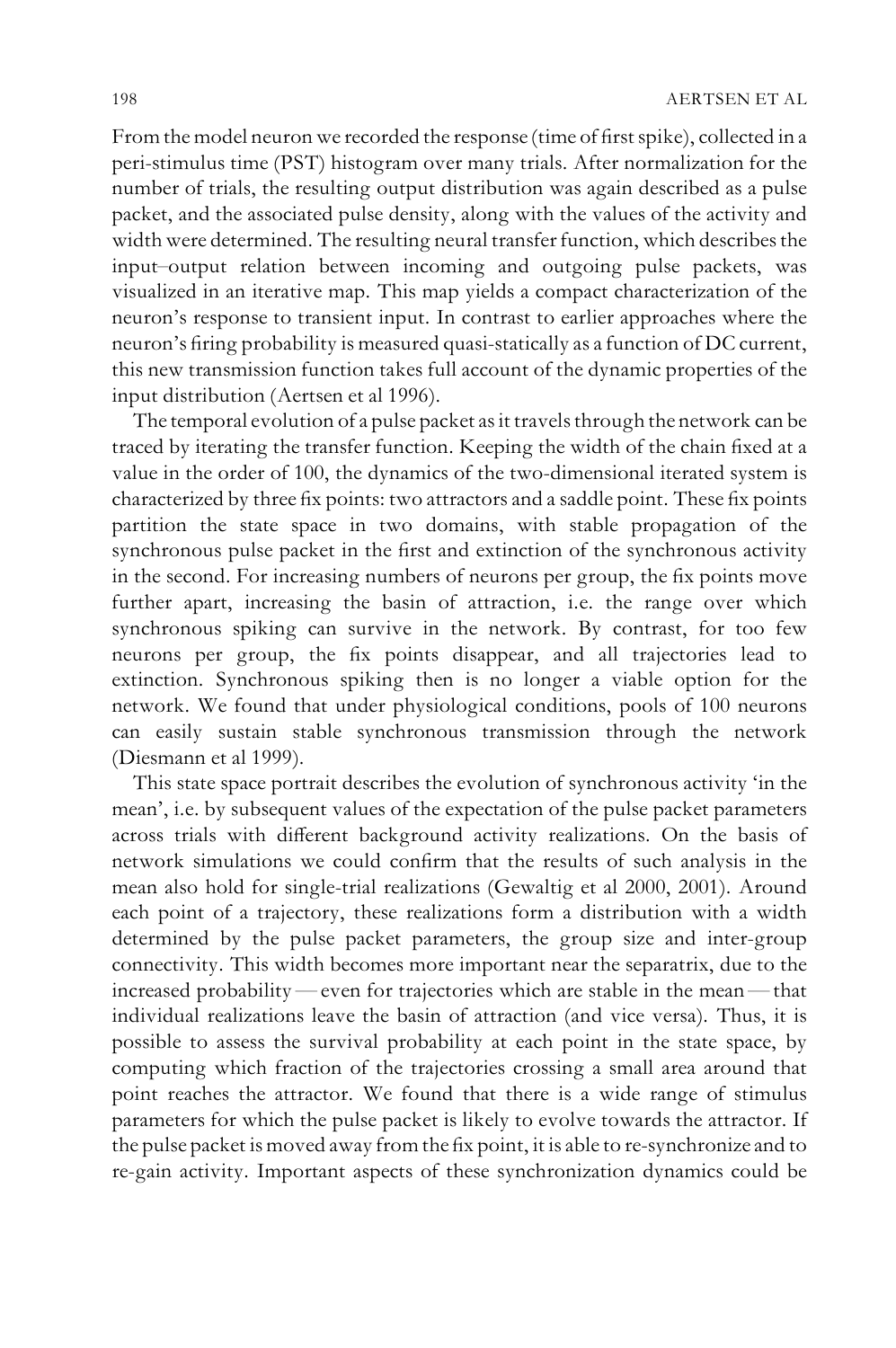From the model neuron we recorded the response (time of first spike), collected in a peri-stimulus time (PST) histogram over many trials. After normalization for the number of trials, the resulting output distribution was again described as a pulse packet, and the associated pulse density, along with the values of the activity and width were determined. The resulting neural transfer function, which describes the input–output relation between incoming and outgoing pulse packets, was visualized in an iterative map. This map yields a compact characterization of the neuron's response to transient input. In contrast to earlier approaches where the neuron's firing probability is measured quasi-statically as a function of DC current, this new transmission function takes full account of the dynamic properties of the input distribution (Aertsen et al 1996).

The temporal evolution of a pulse packet as it travels through the network can be traced by iterating the transfer function. Keeping the width of the chain fixed at a value in the order of 100, the dynamics of the two-dimensional iterated system is characterized by three fix points: two attractors and a saddle point. These fix points partition the state space in two domains, with stable propagation of the synchronous pulse packet in the first and extinction of the synchronous activity in the second. For increasing numbers of neurons per group, the fix points move further apart, increasing the basin of attraction, i.e. the range over which synchronous spiking can survive in the network. By contrast, for too few neurons per group, the fix points disappear, and all trajectories lead to extinction. Synchronous spiking then is no longer a viable option for the network. We found that under physiological conditions, pools of 100 neurons can easily sustain stable synchronous transmission through the network (Diesmann et al 1999).

This state space portrait describes the evolution of synchronous activity 'in the mean', i.e. by subsequent values of the expectation of the pulse packet parameters across trials with different background activity realizations. On the basis of network simulations we could confirm that the results of such analysis in the mean also hold for single-trial realizations (Gewaltig et al 2000, 2001). Around each point of a trajectory, these realizations form a distribution with a width determined by the pulse packet parameters, the group size and inter-group connectivity. This width becomes more important near the separatrix, due to the increased probability — even for trajectories which are stable in the mean — that individual realizations leave the basin of attraction (and vice versa). Thus, it is possible to assess the survival probability at each point in the state space, by computing which fraction of the trajectories crossing a small area around that point reaches the attractor. We found that there is a wide range of stimulus parameters for which the pulse packet is likely to evolve towards the attractor. If the pulse packet is moved away from the fix point, it is able to re-synchronize and to re-gain activity. Important aspects of these synchronization dynamics could be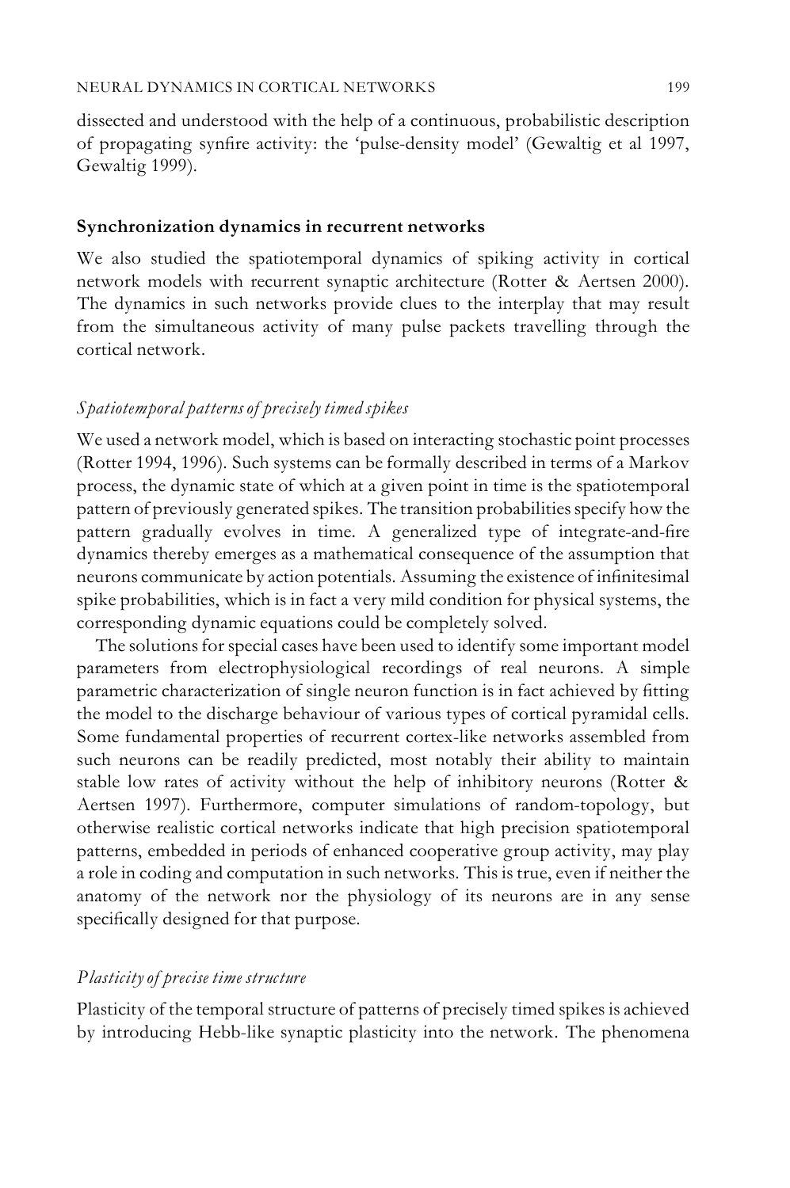dissected and understood with the help of a continuous, probabilistic description of propagating synfire activity: the 'pulse-density model' (Gewaltig et al 1997, Gewaltig 1999).

## Synchronization dynamics in recurrent networks

We also studied the spatiotemporal dynamics of spiking activity in cortical network models with recurrent synaptic architecture (Rotter & Aertsen 2000). The dynamics in such networks provide clues to the interplay that may result from the simultaneous activity of many pulse packets travelling through the cortical network.

### *Spatiotemporal patterns of precisely timed spikes*

We used a network model, which is based on interacting stochastic point processes (Rotter 1994, 1996). Such systems can be formally described in terms of a Markov process, the dynamic state of which at a given point in time is the spatiotemporal pattern of previously generated spikes. The transition probabilities specify how the pattern gradually evolves in time. A generalized type of integrate-and-fire dynamics thereby emerges as a mathematical consequence of the assumption that neurons communicate by action potentials. Assuming the existence of infinitesimal spike probabilities, which is in fact a very mild condition for physical systems, the corresponding dynamic equations could be completely solved.

The solutions for special cases have been used to identify some important model parameters from electrophysiological recordings of real neurons. A simple parametric characterization of single neuron function is in fact achieved by fitting the model to the discharge behaviour of various types of cortical pyramidal cells. Some fundamental properties of recurrent cortex-like networks assembled from such neurons can be readily predicted, most notably their ability to maintain stable low rates of activity without the help of inhibitory neurons (Rotter & Aertsen 1997). Furthermore, computer simulations of random-topology, but otherwise realistic cortical networks indicate that high precision spatiotemporal patterns, embedded in periods of enhanced cooperative group activity, may play a role in coding and computation in such networks. This is true, even if neither the anatomy of the network nor the physiology of its neurons are in any sense specifically designed for that purpose.

### *Plasticity of precise time structure*

Plasticity of the temporal structure of patterns of precisely timed spikes is achieved by introducing Hebb-like synaptic plasticity into the network. The phenomena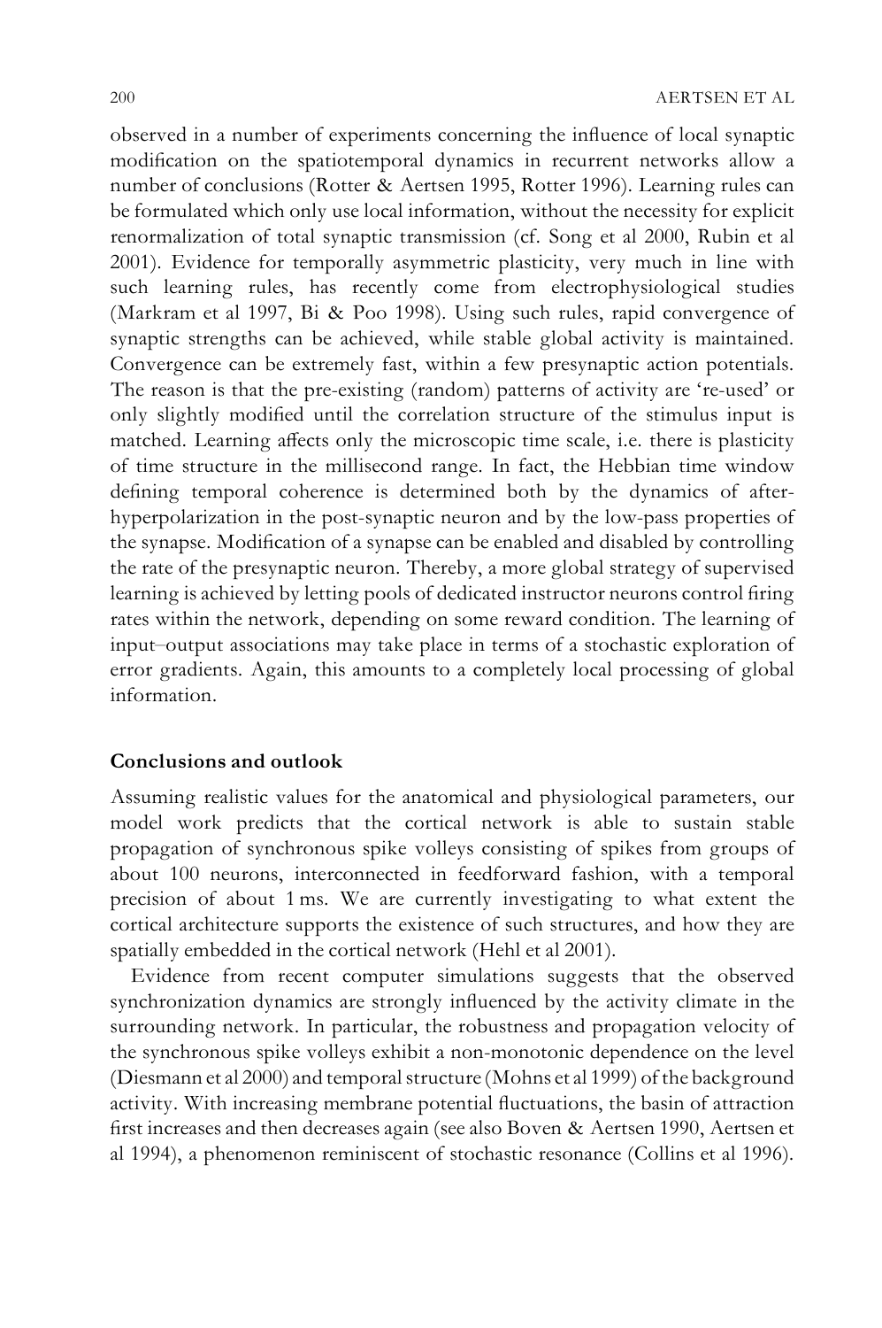observed in a number of experiments concerning the influence of local synaptic modification on the spatiotemporal dynamics in recurrent networks allow a number of conclusions (Rotter & Aertsen 1995, Rotter 1996). Learning rules can be formulated which only use local information, without the necessity for explicit renormalization of total synaptic transmission (cf. Song et al 2000, Rubin et al 2001). Evidence for temporally asymmetric plasticity, very much in line with such learning rules, has recently come from electrophysiological studies (Markram et al 1997, Bi & Poo 1998). Using such rules, rapid convergence of synaptic strengths can be achieved, while stable global activity is maintained. Convergence can be extremely fast, within a few presynaptic action potentials. The reason is that the pre-existing (random) patterns of activity are 're-used' or only slightly modified until the correlation structure of the stimulus input is matched. Learning affects only the microscopic time scale, i.e. there is plasticity of time structure in the millisecond range. In fact, the Hebbian time window defining temporal coherence is determined both by the dynamics of after-hyperpolarization in the post-synaptic neuron and by the low-pass properties of the synapse. Modification of a synapse can be enabled and disabled by controlling the rate of the presynaptic neuron. Thereby, a more global strategy of supervised learning is achieved by letting pools of dedicated instructor neurons control firing rates within the network, depending on some reward condition. The learning of input–output associations may take place in terms of a stochastic exploration of error gradients. Again, this amounts to a completely local processing of global information.

## Conclusions and outlook

Assuming realistic values for the anatomical and physiological parameters, our model work predicts that the cortical network is able to sustain stable propagation of synchronous spike volleys consisting of spikes from groups of about 100 neurons, interconnected in feedforward fashion, with a temporal precision of about 1 ms. We are currently investigating to what extent the cortical architecture supports the existence of such structures, and how they are spatially embedded in the cortical network (Hehl et al 2001).

Evidence from recent computer simulations suggests that the observed synchronization dynamics are strongly influenced by the activity climate in the surrounding network. In particular, the robustness and propagation velocity of the synchronous spike volleys exhibit a non-monotonic dependence on the level (Diesmann et al 2000) and temporal structure (Mohns et al 1999) of the background activity. With increasing membrane potential fluctuations, the basin of attraction first increases and then decreases again (see also Boven & Aertsen 1990, Aertsen et al 1994), a phenomenon reminiscent of stochastic resonance (Collins et al 1996).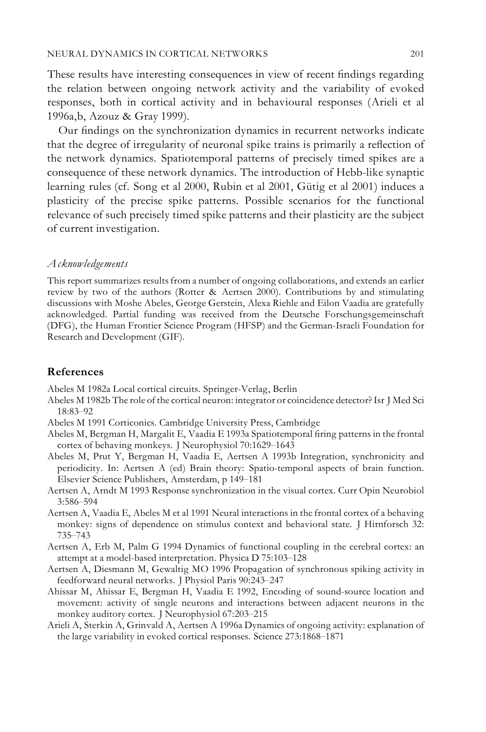These results have interesting consequences in view of recent findings regarding the relation between ongoing network activity and the variability of evoked responses, both in cortical activity and in behavioural responses (Arieli et al 1996a,b, Azouz & Gray 1999).

Our findings on the synchronization dynamics in recurrent networks indicate that the degree of irregularity of neuronal spike trains is primarily a reflection of the network dynamics. Spatiotemporal patterns of precisely timed spikes are a consequence of these network dynamics. The introduction of Hebb-like synaptic learning rules (cf. Song et al 2000, Rubin et al 2001, Gütig et al 2001) induces a plasticity of the precise spike patterns. Possible scenarios for the functional relevance of such precisely timed spike patterns and their plasticity are the subject of current investigation.

### *Acknowledgements*

This report summarizes results from a number of ongoing collaborations, and extends an earlier review by two of the authors (Rotter & Aertsen 2000). Contributions by and stimulating discussions with Moshe Abeles, George Gerstein, Alexa Riehle and Eilon Vaadia are gratefully acknowledged. Partial funding was received from the Deutsche Forschungsgemeinschaft (DFG), the Human Frontier Science Program (HFSP) and the German-Israeli Foundation for Research and Development (GIF).

## References

Abeles M 1982a Local cortical circuits. Springer-Verlag, Berlin

Abeles M 1982b The role of the cortical neuron: integrator or coincidence detector? Isr J Med Sci 18:83–92

Abeles M 1991 Corticonics. Cambridge University Press, Cambridge

Abeles M, Bergman H, Margalit E, Vaadia E 1993a Spatiotemporal firing patterns in the frontal cortex of behaving monkeys. J Neurophysiol 70:1629–1643

Abeles M, Prut Y, Bergman H, Vaadia E, Aertsen A 1993b Integration, synchronicity and periodicity. In: Aertsen A (ed) Brain theory: Spatio-temporal aspects of brain function. Elsevier Science Publishers, Amsterdam, p 149–181

Aertsen A, Arndt M 1993 Response synchronization in the visual cortex. Curr Opin Neurobiol 3:586–594

Aertsen A, Vaadia E, Abeles M et al 1991 Neural interactions in the frontal cortex of a behaving monkey: signs of dependence on stimulus context and behavioral state. J Hirnforsch 32: 735–743

Aertsen A, Erb M, Palm G 1994 Dynamics of functional coupling in the cerebral cortex: an attempt at a model-based interpretation. Physica D 75:103–128

Aertsen A, Diesmann M, Gewaltig MO 1996 Propagation of synchronous spiking activity in feedforward neural networks. J Physiol Paris 90:243–247

Ahissar M, Ahissar E, Bergman H, Vaadia E 1992, Encoding of sound-source location and movement: activity of single neurons and interactions between adjacent neurons in the monkey auditory cortex. J Neurophysiol 67:203–215

Arieli A, Sterkin A, Grinvald A, Aertsen A 1996a Dynamics of ongoing activity: explanation of the large variability in evoked cortical responses. Science 273:1868–1871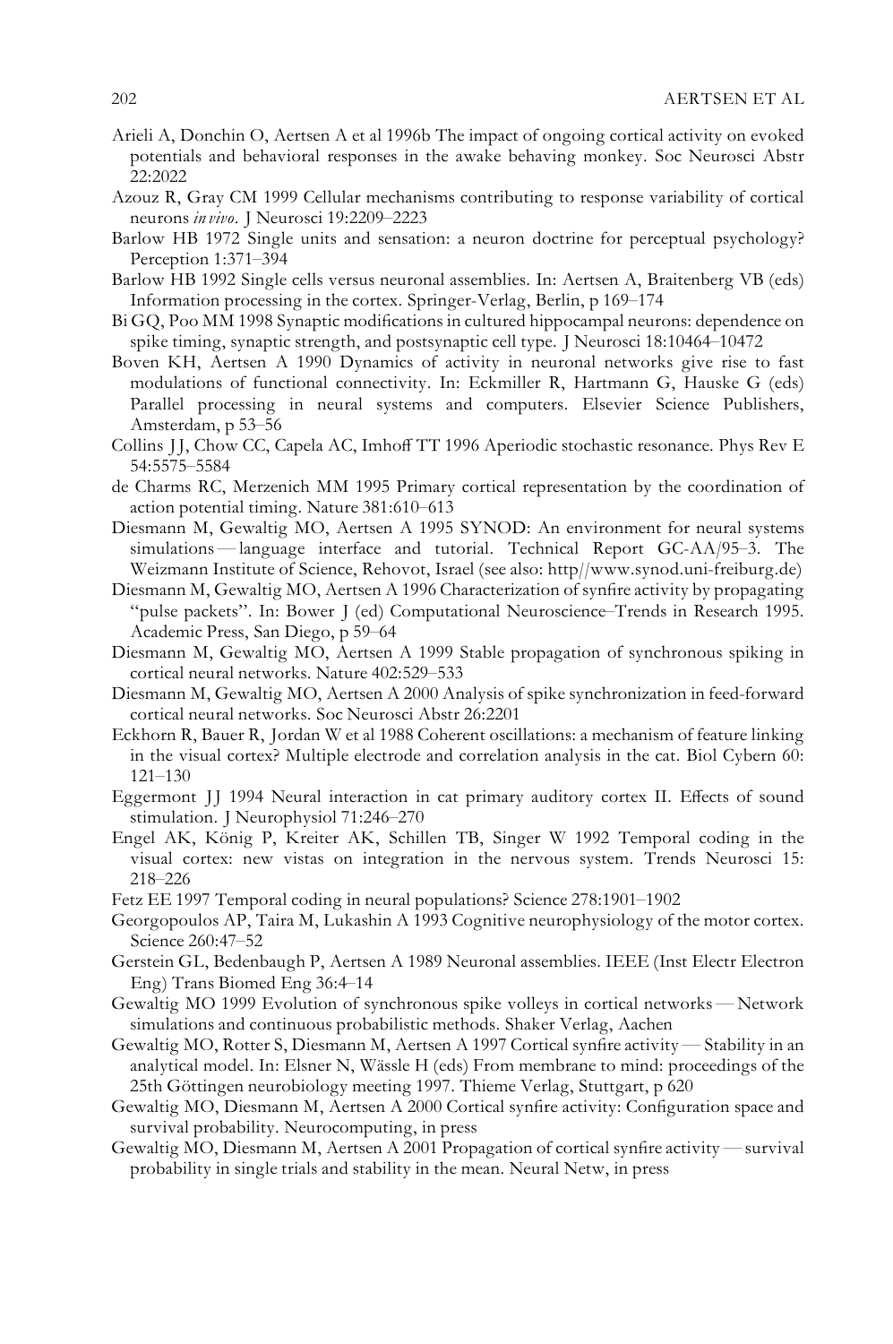Arieli A, Donchin O, Aertsen A et al 1996b The impact of ongoing cortical activity on evoked potentials and behavioral responses in the awake behaving monkey. Soc Neurosci Abstr 22:2022

Azouz R, Gray CM 1999 Cellular mechanisms contributing to response variability of cortical neurons *in vivo*. J Neurosci 19:2209–2223

Barlow HB 1972 Single units and sensation: a neuron doctrine for perceptual psychology? Perception 1:371–394

Barlow HB 1992 Single cells versus neuronal assemblies. In: Aertsen A, Braitenberg VB (eds) Information processing in the cortex. Springer-Verlag, Berlin, p 169–174

Bi GQ, Poo MM 1998 Synaptic modifications in cultured hippocampal neurons: dependence on spike timing, synaptic strength, and postsynaptic cell type. J Neurosci 18:10464–10472

Boven KH, Aertsen A 1990 Dynamics of activity in neuronal networks give rise to fast modulations of functional connectivity. In: Eckmiller R, Hartmann G, Hauske G (eds) Parallel processing in neural systems and computers. Elsevier Science Publishers, Amsterdam, p 53–56

Collins JJ, Chow CC, Capela AC, Imhoff TT 1996 Aperiodic stochastic resonance. Phys Rev E 54:5575–5584

de Charms RC, Merzenich MM 1995 Primary cortical representation by the coordination of action potential timing. Nature 381:610–613

Diesmann M, Gewaltig MO, Aertsen A 1995 SYNOD: An environment for neural systems simulations — language interface and tutorial. Technical Report GC-AA/95–3. The Weizmann Institute of Science, Rehovot, Israel (see also: http//www.synod.uni-freiburg.de)

Diesmann M, Gewaltig MO, Aertsen A 1996 Characterization of synfire activity by propagating "pulse packets". In: Bower J (ed) Computational Neuroscience–Trends in Research 1995. Academic Press, San Diego, p 59–64

Diesmann M, Gewaltig MO, Aertsen A 1999 Stable propagation of synchronous spiking in cortical neural networks. Nature 402:529–533

Diesmann M, Gewaltig MO, Aertsen A 2000 Analysis of spike synchronization in feed-forward cortical neural networks. Soc Neurosci Abstr 26:2201

Eckhorn R, Bauer R, Jordan W et al 1988 Coherent oscillations: a mechanism of feature linking in the visual cortex? Multiple electrode and correlation analysis in the cat. Biol Cybern 60: 121–130

Eggermont JJ 1994 Neural interaction in cat primary auditory cortex II. Effects of sound stimulation. J Neurophysiol 71:246–270

Engel AK, König P, Kreiter AK, Schillen TB, Singer W 1992 Temporal coding in the visual cortex: new vistas on integration in the nervous system. Trends Neurosci 15: 218–226

Fetz EE 1997 Temporal coding in neural populations? Science 278:1901–1902

Georgopoulos AP, Taira M, Lukashin A 1993 Cognitive neurophysiology of the motor cortex. Science 260:47–52

Gerstein GL, Bedenbaugh P, Aertsen A 1989 Neuronal assemblies. IEEE (Inst Electr Electron Eng) Trans Biomed Eng 36:4–14

Gewaltig MO 1999 Evolution of synchronous spike volleys in cortical networks — Network simulations and continuous probabilistic methods. Shaker Verlag, Aachen

Gewaltig MO, Rotter S, Diesmann M, Aertsen A 1997 Cortical synfire activity — Stability in an analytical model. In: Elsner N, Wässle H (eds) From membrane to mind: proceedings of the 25th Göttingen neurobiology meeting 1997. Thieme Verlag, Stuttgart, p 620

Gewaltig MO, Diesmann M, Aertsen A 2000 Cortical synfire activity: Configuration space and survival probability. Neurocomputing, in press

Gewaltig MO, Diesmann M, Aertsen A 2001 Propagation of cortical synfire activity — survival probability in single trials and stability in the mean. Neural Netw, in press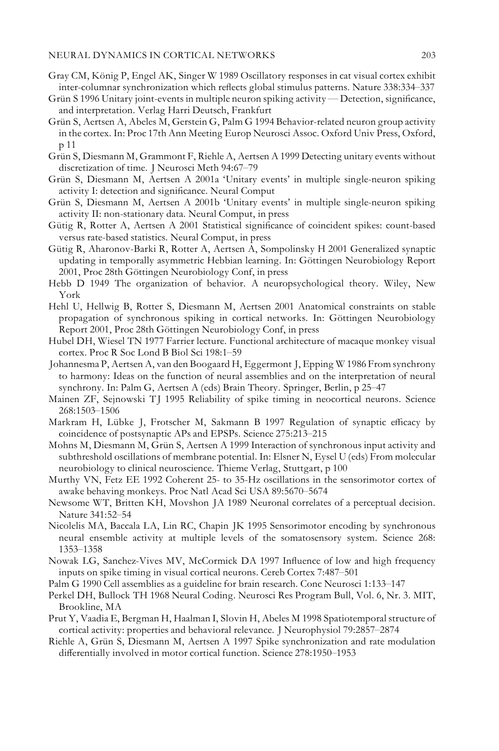Gray CM, König P, Engel AK, Singer W 1989 Oscillatory responses in cat visual cortex exhibit inter-columnar synchronization which reflects global stimulus patterns. Nature 338:334–337

Grün S 1996 Unitary joint-events in multiple neuron spiking activity — Detection, significance, and interpretation. Verlag Harri Deutsch, Frankfurt

Grün S, Aertsen A, Abeles M, Gerstein G, Palm G 1994 Behavior-related neuron group activity in the cortex. In: Proc 17th Ann Meeting Europ Neurosci Assoc. Oxford Univ Press, Oxford, p 11

Grün S, Diesmann M, Grammont F, Riehle A, Aertsen A 1999 Detecting unitary events without discretization of time. J Neurosci Meth 94:67–79

Grün S, Diesmann M, Aertsen A 2001a 'Unitary events' in multiple single-neuron spiking activity I: detection and significance. Neural Comput

Grün S, Diesmann M, Aertsen A 2001b 'Unitary events' in multiple single-neuron spiking activity II: non-stationary data. Neural Comput, in press

Gütig R, Rotter A, Aertsen A 2001 Statistical significance of coincident spikes: count-based versus rate-based statistics. Neural Comput, in press

Gütig R, Aharonov-Barki R, Rotter A, Aertsen A, Sompolinsky H 2001 Generalized synaptic updating in temporally asymmetric Hebbian learning. In: Göttingen Neurobiology Report 2001, Proc 28th Göttingen Neurobiology Conf, in press

Hebb D 1949 The organization of behavior. A neuropsychological theory. Wiley, New York

Hehl U, Hellwig B, Rotter S, Diesmann M, Aertsen 2001 Anatomical constraints on stable propagation of synchronous spiking in cortical networks. In: Göttingen Neurobiology Report 2001, Proc 28th Göttingen Neurobiology Conf, in press

Hubel DH, Wiesel TN 1977 Farrier lecture. Functional architecture of macaque monkey visual cortex. Proc R Soc Lond B Biol Sci 198:1–59

Johannesma P, Aertsen A, van den Boogaard H, Eggermont J, Epping W 1986 From synchrony to harmony: Ideas on the function of neural assemblies and on the interpretation of neural synchrony. In: Palm G, Aertsen A (eds) Brain Theory. Springer, Berlin, p 25–47

Mainen ZF, Sejnowski TJ 1995 Reliability of spike timing in neocortical neurons. Science 268:1503–1506

Markram H, Lübke J, Frotscher M, Sakmann B 1997 Regulation of synaptic efficacy by coincidence of postsynaptic APs and EPSPs. Science 275:213–215

Mohns M, Diesmann M, Grün S, Aertsen A 1999 Interaction of synchronous input activity and subthreshold oscillations of membrane potential. In: Elsner N, Eysel U (eds) From molecular neurobiology to clinical neuroscience. Thieme Verlag, Stuttgart, p 100

Murthy VN, Fetz EE 1992 Coherent 25- to 35-Hz oscillations in the sensorimotor cortex of awake behaving monkeys. Proc Natl Acad Sci USA 89:5670–5674

Newsome WT, Britten KH, Movshon JA 1989 Neuronal correlates of a perceptual decision. Nature 341:52–54

Nicolelis MA, Baccala LA, Lin RC, Chapin JK 1995 Sensorimotor encoding by synchronous neural ensemble activity at multiple levels of the somatosensory system. Science 268: 1353–1358

Nowak LG, Sanchez-Vives MV, McCormick DA 1997 Influence of low and high frequency inputs on spike timing in visual cortical neurons. Cereb Cortex 7:487–501

Palm G 1990 Cell assemblies as a guideline for brain research. Conc Neurosci 1:133–147

Perkel DH, Bullock TH 1968 Neural Coding. Neurosci Res Program Bull, Vol. 6, Nr. 3. MIT, Brookline, MA

Prut Y, Vaadia E, Bergman H, Haalman I, Slovin H, Abeles M 1998 Spatiotemporal structure of cortical activity: properties and behavioral relevance. J Neurophysiol 79:2857–2874

Riehle A, Grün S, Diesmann M, Aertsen A 1997 Spike synchronization and rate modulation differentially involved in motor cortical function. Science 278:1950–1953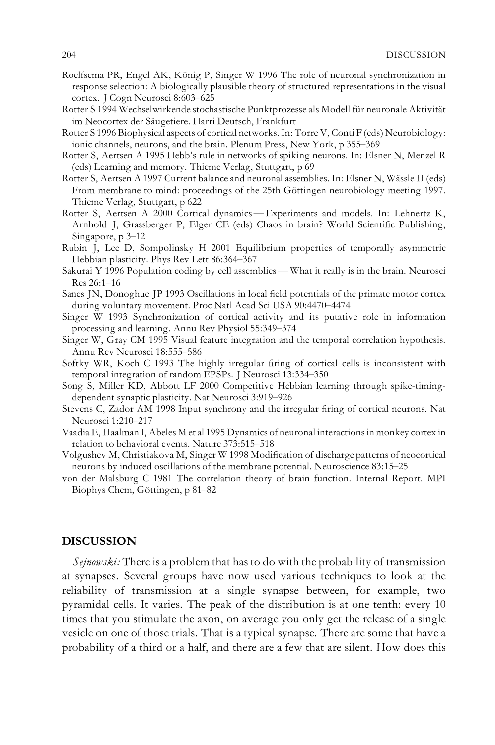Roelfsema PR, Engel AK, König P, Singer W 1996 The role of neuronal synchronization in response selection: A biologically plausible theory of structured representations in the visual cortex. J Cogn Neurosci 8:603–625

Rotter S 1994 Wechselwirkende stochastische Punktprozesse als Modell für neuronale Aktivität im Neocortex der Säugetiere. Harri Deutsch, Frankfurt

Rotter S 1996 Biophysical aspects of cortical networks. In: Torre V, Conti F (eds) Neurobiology: ionic channels, neurons, and the brain. Plenum Press, New York, p 355–369

Rotter S, Aertsen A 1995 Hebb's rule in networks of spiking neurons. In: Elsner N, Menzel R (eds) Learning and memory. Thieme Verlag, Stuttgart, p 69

Rotter S, Aertsen A 1997 Current balance and neuronal assemblies. In: Elsner N, Wässle H (eds) From membrane to mind: proceedings of the 25th Göttingen neurobiology meeting 1997. Thieme Verlag, Stuttgart, p 622

Rotter S, Aertsen A 2000 Cortical dynamics — Experiments and models. In: Lehnertz K, Arnhold J, Grassberger P, Elger CE (eds) Chaos in brain? World Scientific Publishing, Singapore, p 3–12

Rubin J, Lee D, Sompolinsky H 2001 Equilibrium properties of temporally asymmetric Hebbian plasticity. Phys Rev Lett 86:364–367

Sakurai Y 1996 Population coding by cell assemblies — What it really is in the brain. Neurosci Res 26:1–16

Sanes JN, Donoghue JP 1993 Oscillations in local field potentials of the primate motor cortex during voluntary movement. Proc Natl Acad Sci USA 90:4470–4474

Singer W 1993 Synchronization of cortical activity and its putative role in information processing and learning. Annu Rev Physiol 55:349–374

Singer W, Gray CM 1995 Visual feature integration and the temporal correlation hypothesis. Annu Rev Neurosci 18:555–586

Softky WR, Koch C 1993 The highly irregular firing of cortical cells is inconsistent with temporal integration of random EPSPs. J Neurosci 13:334–350

Song S, Miller KD, Abbott LF 2000 Competitive Hebbian learning through spike-timing-dependent synaptic plasticity. Nat Neurosci 3:919–926

Stevens C, Zador AM 1998 Input synchrony and the irregular firing of cortical neurons. Nat Neurosci 1:210–217

Vaadia E, Haalman I, Abeles M et al 1995 Dynamics of neuronal interactions in monkey cortex in relation to behavioral events. Nature 373:515–518

Volgushev M, Christiakova M, Singer W 1998 Modification of discharge patterns of neocortical neurons by induced oscillations of the membrane potential. Neuroscience 83:15–25

von der Malsburg C 1981 The correlation theory of brain function. Internal Report. MPI Biophys Chem, Göttingen, p 81–82

## DISCUSSION

*Sejnowski:* There is a problem that has to do with the probability of transmission at synapses. Several groups have now used various techniques to look at the reliability of transmission at a single synapse between, for example, two pyramidal cells. It varies. The peak of the distribution is at one tenth: every 10 times that you stimulate the axon, on average you only get the release of a single vesicle on one of those trials. That is a typical synapse. There are some that have a probability of a third or a half, and there are a few that are silent. How does this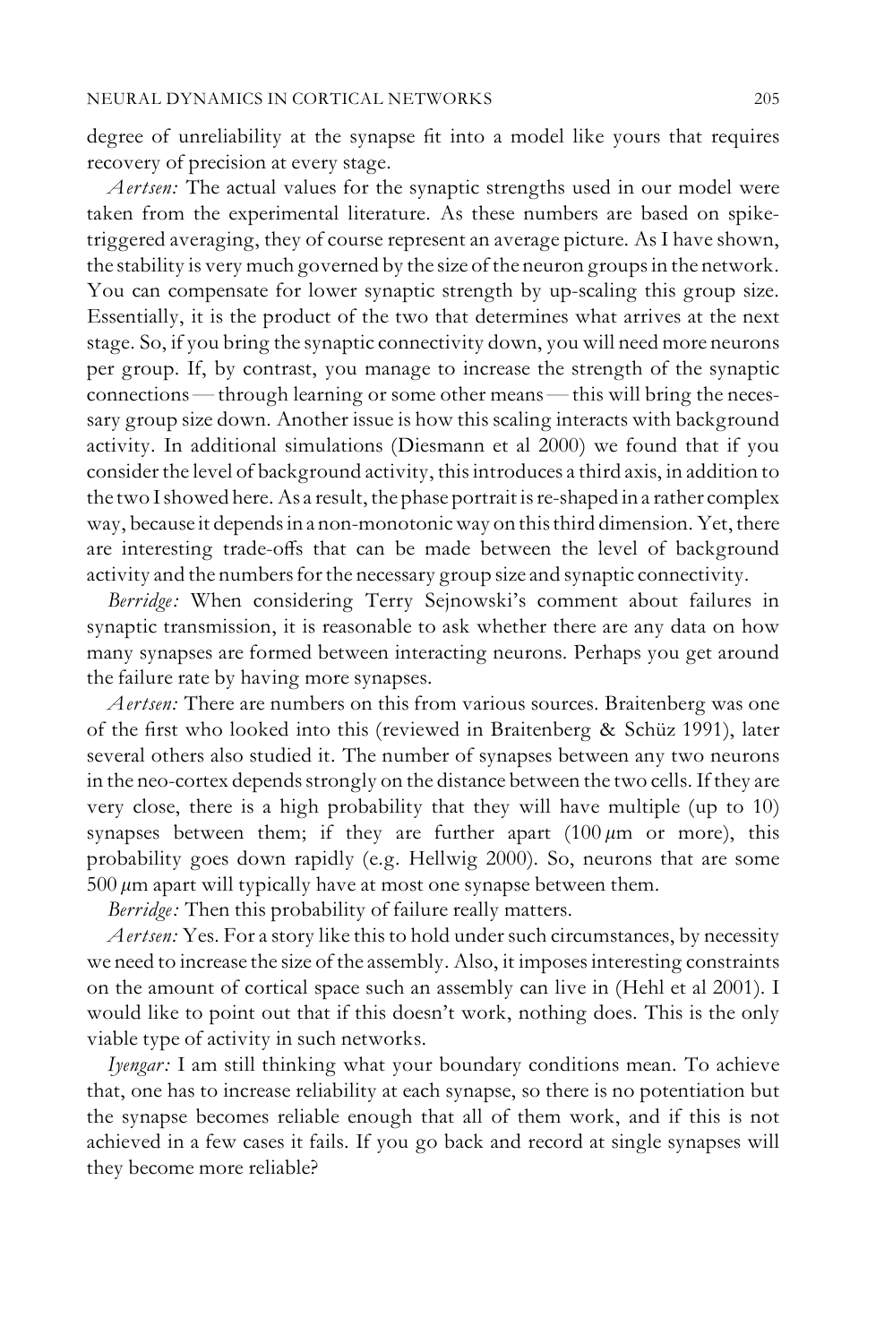degree of unreliability at the synapse fit into a model like yours that requires recovery of precision at every stage.

*Aertsen:* The actual values for the synaptic strengths used in our model were taken from the experimental literature. As these numbers are based on spike-triggered averaging, they of course represent an average picture. As I have shown, the stability is very much governed by the size of the neuron groups in the network. You can compensate for lower synaptic strength by up-scaling this group size. Essentially, it is the product of the two that determines what arrives at the next stage. So, if you bring the synaptic connectivity down, you will need more neurons per group. If, by contrast, you manage to increase the strength of the synaptic connections — through learning or some other means — this will bring the necessary group size down. Another issue is how this scaling interacts with background activity. In additional simulations (Diesmann et al 2000) we found that if you consider the level of background activity, this introduces a third axis, in addition to the two I showed here. As a result, the phase portrait is re-shaped in a rather complex way, because it depends in a non-monotonic way on this third dimension. Yet, there are interesting trade-offs that can be made between the level of background activity and the numbers for the necessary group size and synaptic connectivity.

*Berridge:* When considering Terry Sejnowski's comment about failures in synaptic transmission, it is reasonable to ask whether there are any data on how many synapses are formed between interacting neurons. Perhaps you get around the failure rate by having more synapses.

*Aertsen:* There are numbers on this from various sources. Braitenberg was one of the first who looked into this (reviewed in Braitenberg & Schüz 1991), later several others also studied it. The number of synapses between any two neurons in the neo-cortex depends strongly on the distance between the two cells. If they are very close, there is a high probability that they will have multiple (up to 10) synapses between them; if they are further apart ($100\,\mu$m or more), this probability goes down rapidly (e.g. Hellwig 2000). So, neurons that are some $500\,\mu$m apart will typically have at most one synapse between them.

*Berridge:* Then this probability of failure really matters.

*Aertsen:* Yes. For a story like this to hold under such circumstances, by necessity we need to increase the size of the assembly. Also, it imposes interesting constraints on the amount of cortical space such an assembly can live in (Hehl et al 2001). I would like to point out that if this doesn't work, nothing does. This is the only viable type of activity in such networks.

*Iyengar:* I am still thinking what your boundary conditions mean. To achieve that, one has to increase reliability at each synapse, so there is no potentiation but the synapse becomes reliable enough that all of them work, and if this is not achieved in a few cases it fails. If you go back and record at single synapses will they become more reliable?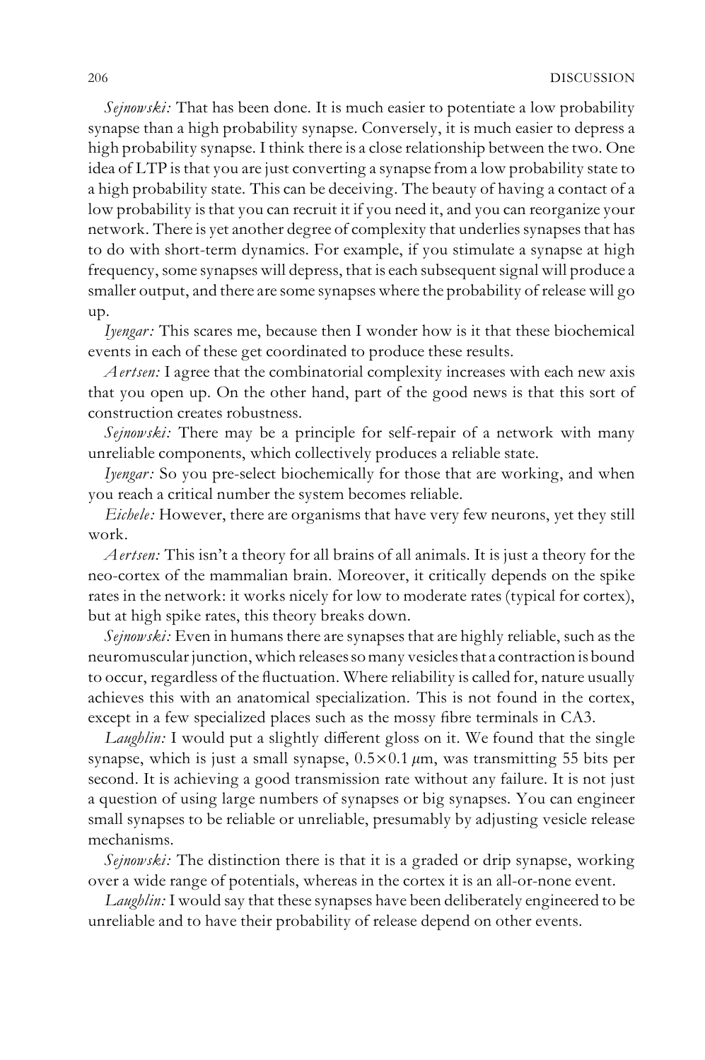*Sejnowski:* That has been done. It is much easier to potentiate a low probability synapse than a high probability synapse. Conversely, it is much easier to depress a high probability synapse. I think there is a close relationship between the two. One idea of LTP is that you are just converting a synapse from a low probability state to a high probability state. This can be deceiving. The beauty of having a contact of a low probability is that you can recruit it if you need it, and you can reorganize your network. There is yet another degree of complexity that underlies synapses that has to do with short-term dynamics. For example, if you stimulate a synapse at high frequency, some synapses will depress, that is each subsequent signal will produce a smaller output, and there are some synapses where the probability of release will go up.

*Iyengar:* This scares me, because then I wonder how is it that these biochemical events in each of these get coordinated to produce these results.

*Aertsen:* I agree that the combinatorial complexity increases with each new axis that you open up. On the other hand, part of the good news is that this sort of construction creates robustness.

*Sejnowski:* There may be a principle for self-repair of a network with many unreliable components, which collectively produces a reliable state.

*Iyengar:* So you pre-select biochemically for those that are working, and when you reach a critical number the system becomes reliable.

*Eichele:* However, there are organisms that have very few neurons, yet they still work.

*Aertsen:* This isn't a theory for all brains of all animals. It is just a theory for the neo-cortex of the mammalian brain. Moreover, it critically depends on the spike rates in the network: it works nicely for low to moderate rates (typical for cortex), but at high spike rates, this theory breaks down.

*Sejnowski:* Even in humans there are synapses that are highly reliable, such as the neuromuscular junction, which releases so many vesicles that a contraction is bound to occur, regardless of the fluctuation. Where reliability is called for, nature usually achieves this with an anatomical specialization. This is not found in the cortex, except in a few specialized places such as the mossy fibre terminals in CA3.

*Laughlin:* I would put a slightly different gloss on it. We found that the single synapse, which is just a small synapse, $0.5 \times 0.1\ \mu$m, was transmitting 55 bits per second. It is achieving a good transmission rate without any failure. It is not just a question of using large numbers of synapses or big synapses. You can engineer small synapses to be reliable or unreliable, presumably by adjusting vesicle release mechanisms.

*Sejnowski:* The distinction there is that it is a graded or drip synapse, working over a wide range of potentials, whereas in the cortex it is an all-or-none event.

*Laughlin:* I would say that these synapses have been deliberately engineered to be unreliable and to have their probability of release depend on other events.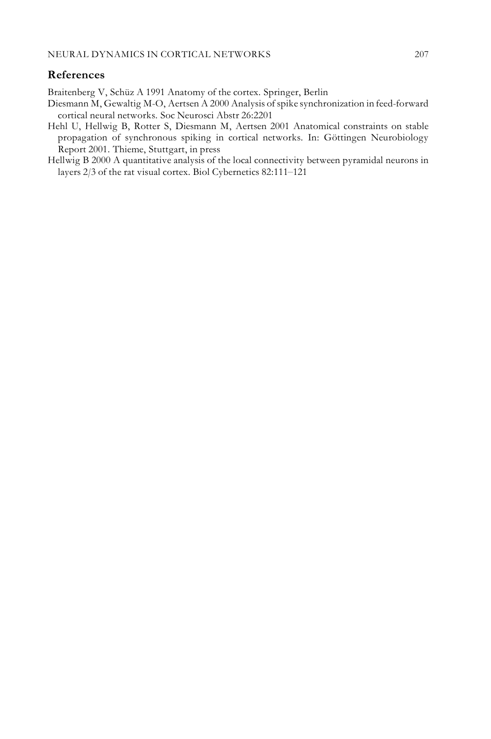## References

Braitenberg V, Schüz A 1991 Anatomy of the cortex. Springer, Berlin

Diesmann M, Gewaltig M-O, Aertsen A 2000 Analysis of spike synchronization in feed-forward cortical neural networks. Soc Neurosci Abstr 26:2201

Hehl U, Hellwig B, Rotter S, Diesmann M, Aertsen 2001 Anatomical constraints on stable propagation of synchronous spiking in cortical networks. In: Göttingen Neurobiology Report 2001. Thieme, Stuttgart, in press

Hellwig B 2000 A quantitative analysis of the local connectivity between pyramidal neurons in layers 2/3 of the rat visual cortex. Biol Cybernetics 82:111–121